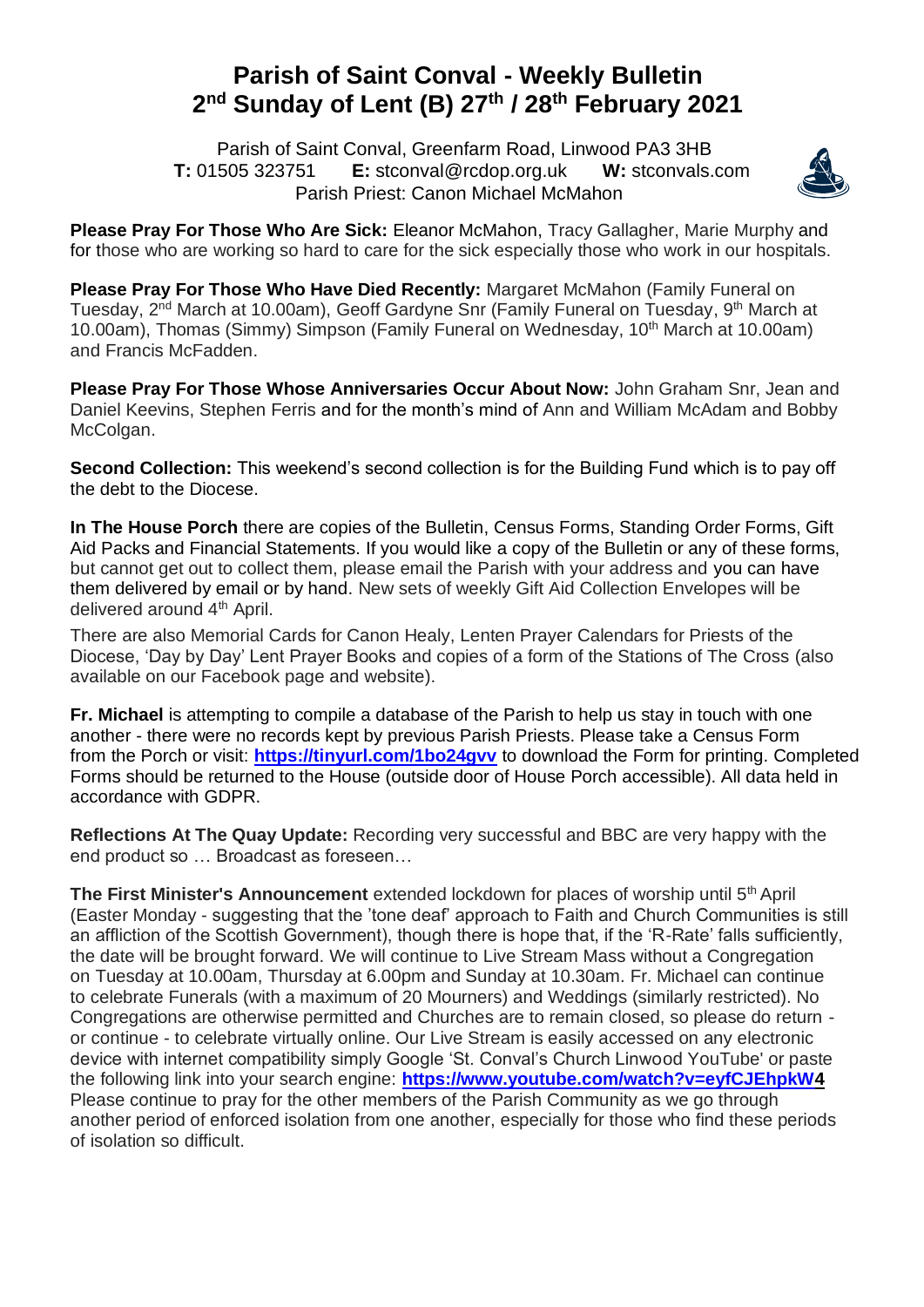# Parish of Saint Conval - Weekly Bulletin
# 2nd Sunday of Lent (B) 27th / 28th February 2021

Parish of Saint Conval, Greenfarm Road, Linwood PA3 3HB
**T:** 01505 323751 **E:** stconval@rcdop.org.uk **W:** stconvals.com
Parish Priest: Canon Michael McMahon

**Please Pray For Those Who Are Sick:** Eleanor McMahon, Tracy Gallagher, Marie Murphy and for those who are working so hard to care for the sick especially those who work in our hospitals.

**Please Pray For Those Who Have Died Recently:** Margaret McMahon (Family Funeral on Tuesday, 2nd March at 10.00am), Geoff Gardyne Snr (Family Funeral on Tuesday, 9th March at 10.00am), Thomas (Simmy) Simpson (Family Funeral on Wednesday, 10th March at 10.00am) and Francis McFadden.

**Please Pray For Those Whose Anniversaries Occur About Now:** John Graham Snr, Jean and Daniel Keevins, Stephen Ferris and for the month's mind of Ann and William McAdam and Bobby McColgan.

**Second Collection:** This weekend's second collection is for the Building Fund which is to pay off the debt to the Diocese.

**In The House Porch** there are copies of the Bulletin, Census Forms, Standing Order Forms, Gift Aid Packs and Financial Statements. If you would like a copy of the Bulletin or any of these forms, but cannot get out to collect them, please email the Parish with your address and you can have them delivered by email or by hand. New sets of weekly Gift Aid Collection Envelopes will be delivered around 4th April.

There are also Memorial Cards for Canon Healy, Lenten Prayer Calendars for Priests of the Diocese, 'Day by Day' Lent Prayer Books and copies of a form of the Stations of The Cross (also available on our Facebook page and website).

**Fr. Michael** is attempting to compile a database of the Parish to help us stay in touch with one another - there were no records kept by previous Parish Priests. Please take a Census Form from the Porch or visit: **https://tinyurl.com/1bo24gvv** to download the Form for printing. Completed Forms should be returned to the House (outside door of House Porch accessible). All data held in accordance with GDPR.

**Reflections At The Quay Update:** Recording very successful and BBC are very happy with the end product so … Broadcast as foreseen…

**The First Minister's Announcement** extended lockdown for places of worship until 5th April (Easter Monday - suggesting that the 'tone deaf' approach to Faith and Church Communities is still an affliction of the Scottish Government), though there is hope that, if the 'R-Rate' falls sufficiently, the date will be brought forward. We will continue to Live Stream Mass without a Congregation on Tuesday at 10.00am, Thursday at 6.00pm and Sunday at 10.30am. Fr. Michael can continue to celebrate Funerals (with a maximum of 20 Mourners) and Weddings (similarly restricted). No Congregations are otherwise permitted and Churches are to remain closed, so please do return - or continue - to celebrate virtually online. Our Live Stream is easily accessed on any electronic device with internet compatibility simply Google 'St. Conval's Church Linwood YouTube' or paste the following link into your search engine: **https://www.youtube.com/watch?v=eyfCJEhpkW4** Please continue to pray for the other members of the Parish Community as we go through another period of enforced isolation from one another, especially for those who find these periods of isolation so difficult.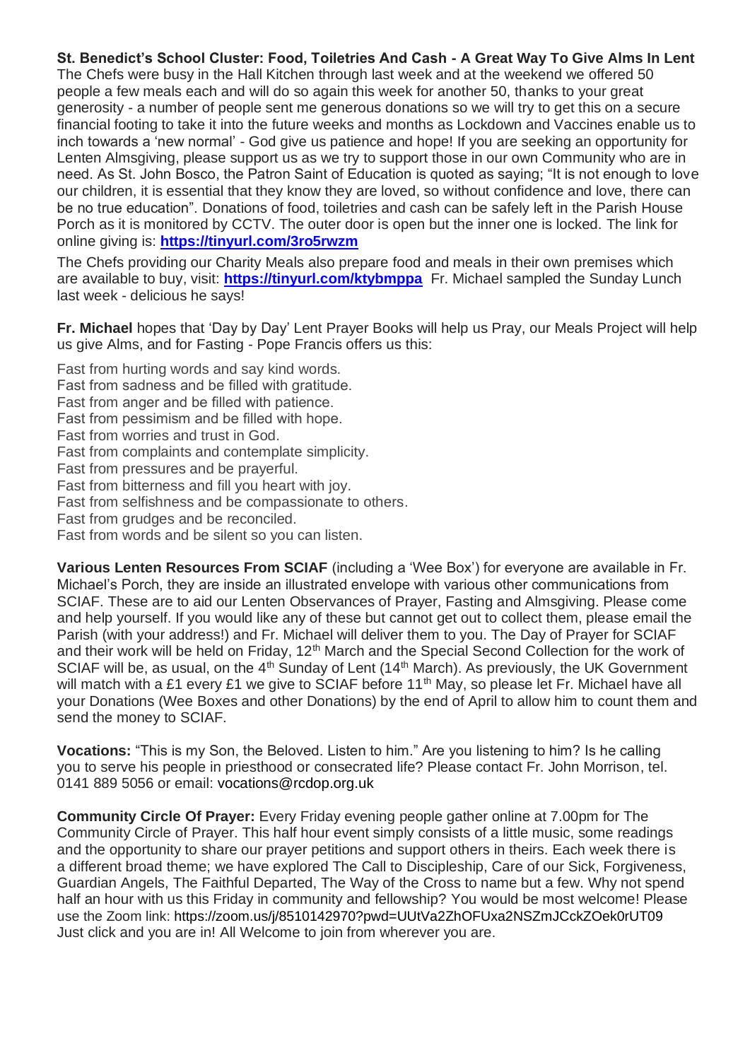**St. Benedict's School Cluster: Food, Toiletries And Cash - A Great Way To Give Alms In Lent**
The Chefs were busy in the Hall Kitchen through last week and at the weekend we offered 50 people a few meals each and will do so again this week for another 50, thanks to your great generosity - a number of people sent me generous donations so we will try to get this on a secure financial footing to take it into the future weeks and months as Lockdown and Vaccines enable us to inch towards a 'new normal' - God give us patience and hope! If you are seeking an opportunity for Lenten Almsgiving, please support us as we try to support those in our own Community who are in need. As St. John Bosco, the Patron Saint of Education is quoted as saying; "It is not enough to love our children, it is essential that they know they are loved, so without confidence and love, there can be no true education". Donations of food, toiletries and cash can be safely left in the Parish House Porch as it is monitored by CCTV. The outer door is open but the inner one is locked. The link for online giving is: **https://tinyurl.com/3ro5rwzm**

The Chefs providing our Charity Meals also prepare food and meals in their own premises which are available to buy, visit: **https://tinyurl.com/ktybmppa** Fr. Michael sampled the Sunday Lunch last week - delicious he says!

**Fr. Michael** hopes that 'Day by Day' Lent Prayer Books will help us Pray, our Meals Project will help us give Alms, and for Fasting - Pope Francis offers us this:

Fast from hurting words and say kind words.
Fast from sadness and be filled with gratitude.
Fast from anger and be filled with patience.
Fast from pessimism and be filled with hope.
Fast from worries and trust in God.
Fast from complaints and contemplate simplicity.
Fast from pressures and be prayerful.
Fast from bitterness and fill you heart with joy.
Fast from selfishness and be compassionate to others.
Fast from grudges and be reconciled.
Fast from words and be silent so you can listen.

**Various Lenten Resources From SCIAF** (including a 'Wee Box') for everyone are available in Fr. Michael's Porch, they are inside an illustrated envelope with various other communications from SCIAF. These are to aid our Lenten Observances of Prayer, Fasting and Almsgiving. Please come and help yourself. If you would like any of these but cannot get out to collect them, please email the Parish (with your address!) and Fr. Michael will deliver them to you. The Day of Prayer for SCIAF and their work will be held on Friday, 12th March and the Special Second Collection for the work of SCIAF will be, as usual, on the 4th Sunday of Lent (14th March). As previously, the UK Government will match with a £1 every £1 we give to SCIAF before 11th May, so please let Fr. Michael have all your Donations (Wee Boxes and other Donations) by the end of April to allow him to count them and send the money to SCIAF.

**Vocations:** "This is my Son, the Beloved. Listen to him." Are you listening to him? Is he calling you to serve his people in priesthood or consecrated life? Please contact Fr. John Morrison, tel. 0141 889 5056 or email: vocations@rcdop.org.uk

**Community Circle Of Prayer:** Every Friday evening people gather online at 7.00pm for The Community Circle of Prayer. This half hour event simply consists of a little music, some readings and the opportunity to share our prayer petitions and support others in theirs. Each week there is a different broad theme; we have explored The Call to Discipleship, Care of our Sick, Forgiveness, Guardian Angels, The Faithful Departed, The Way of the Cross to name but a few. Why not spend half an hour with us this Friday in community and fellowship? You would be most welcome! Please use the Zoom link: https://zoom.us/j/8510142970?pwd=UUtVa2ZhOFUxa2NSZmJCckZOek0rUT09 Just click and you are in! All Welcome to join from wherever you are.